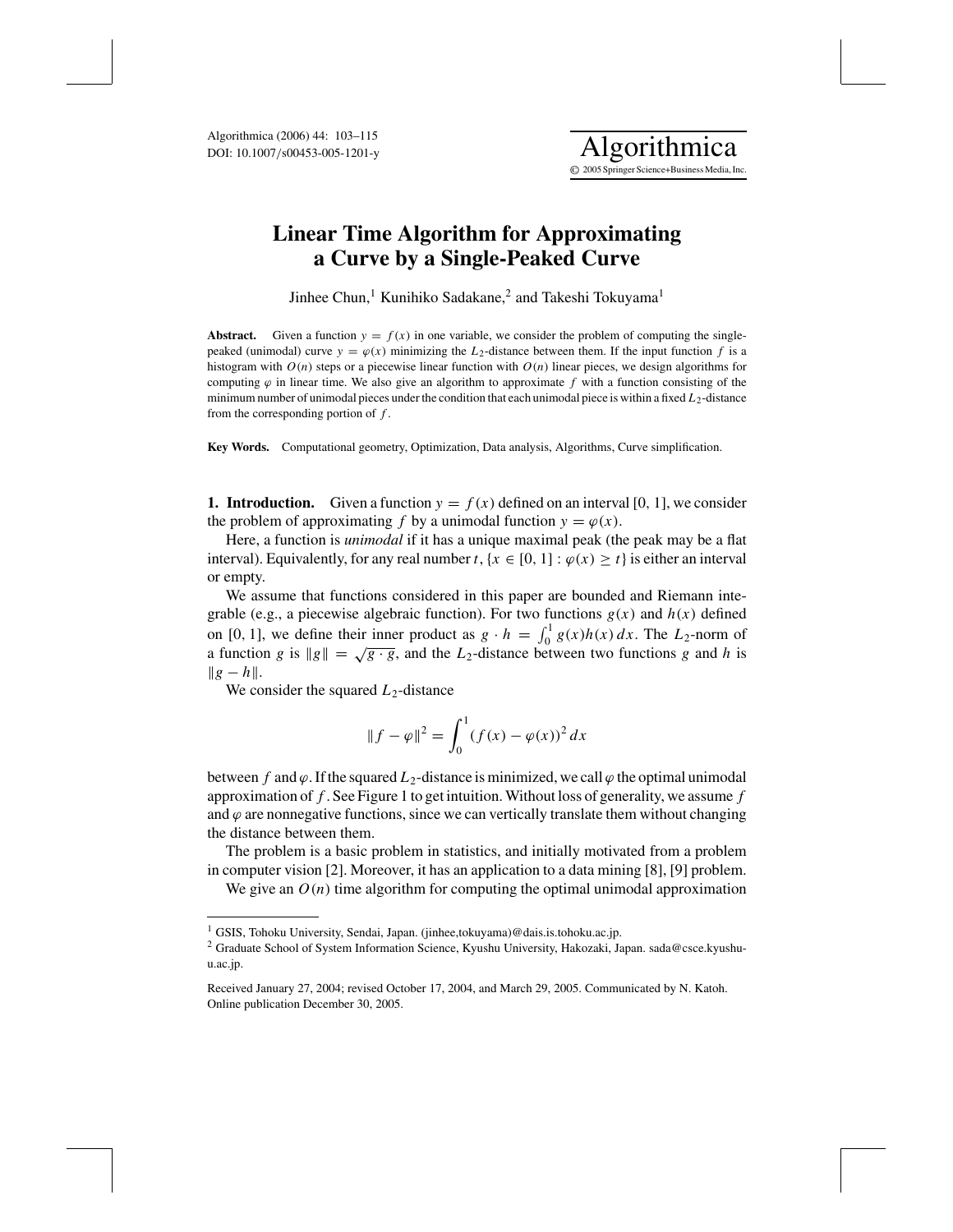# Linear Time Algorithm for Approximating a Curve by a Single-Peaked Curve

Jinhee Chun,[1] Kunihiko Sadakane,[2] and Takeshi Tokuyama[1]

**Abstract.** Given a function $y = f(x)$ in one variable, we consider the problem of computing the single-peaked (unimodal) curve $y = \varphi(x)$ minimizing the $L_2$-distance between them. If the input function $f$ is a histogram with $O(n)$ steps or a piecewise linear function with $O(n)$ linear pieces, we design algorithms for computing $\varphi$ in linear time. We also give an algorithm to approximate $f$ with a function consisting of the minimum number of unimodal pieces under the condition that each unimodal piece is within a fixed $L_2$-distance from the corresponding portion of $f$.

**Key Words.** Computational geometry, Optimization, Data analysis, Algorithms, Curve simplification.

**1. Introduction.** Given a function $y = f(x)$ defined on an interval $[0, 1]$, we consider the problem of approximating $f$ by a unimodal function $y = \varphi(x)$.

Here, a function is *unimodal* if it has a unique maximal peak (the peak may be a flat interval). Equivalently, for any real number $t$, $\{x \in [0, 1] : \varphi(x) \geq t\}$ is either an interval or empty.

We assume that functions considered in this paper are bounded and Riemann integrable (e.g., a piecewise algebraic function). For two functions $g(x)$ and $h(x)$ defined on $[0, 1]$, we define their inner product as $g \cdot h = \int_0^1 g(x)h(x)\,dx$. The $L_2$-norm of a function $g$ is $\|g\| = \sqrt{g \cdot g}$, and the $L_2$-distance between two functions $g$ and $h$ is $\|g - h\|$.

We consider the squared $L_2$-distance

$$\|f - \varphi\|^2 = \int_0^1 (f(x) - \varphi(x))^2\,dx$$

between $f$ and $\varphi$. If the squared $L_2$-distance is minimized, we call $\varphi$ the optimal unimodal approximation of $f$. See Figure 1 to get intuition. Without loss of generality, we assume $f$ and $\varphi$ are nonnegative functions, since we can vertically translate them without changing the distance between them.

The problem is a basic problem in statistics, and initially motivated from a problem in computer vision [2]. Moreover, it has an application to a data mining [8], [9] problem.

We give an $O(n)$ time algorithm for computing the optimal unimodal approximation

---

[1] GSIS, Tohoku University, Sendai, Japan. (jinhee,tokuyama)@dais.is.tohoku.ac.jp.

[2] Graduate School of System Information Science, Kyushu University, Hakozaki, Japan. sada@csce.kyushu-u.ac.jp.

Received January 27, 2004; revised October 17, 2004, and March 29, 2005. Communicated by N. Katoh. Online publication December 30, 2005.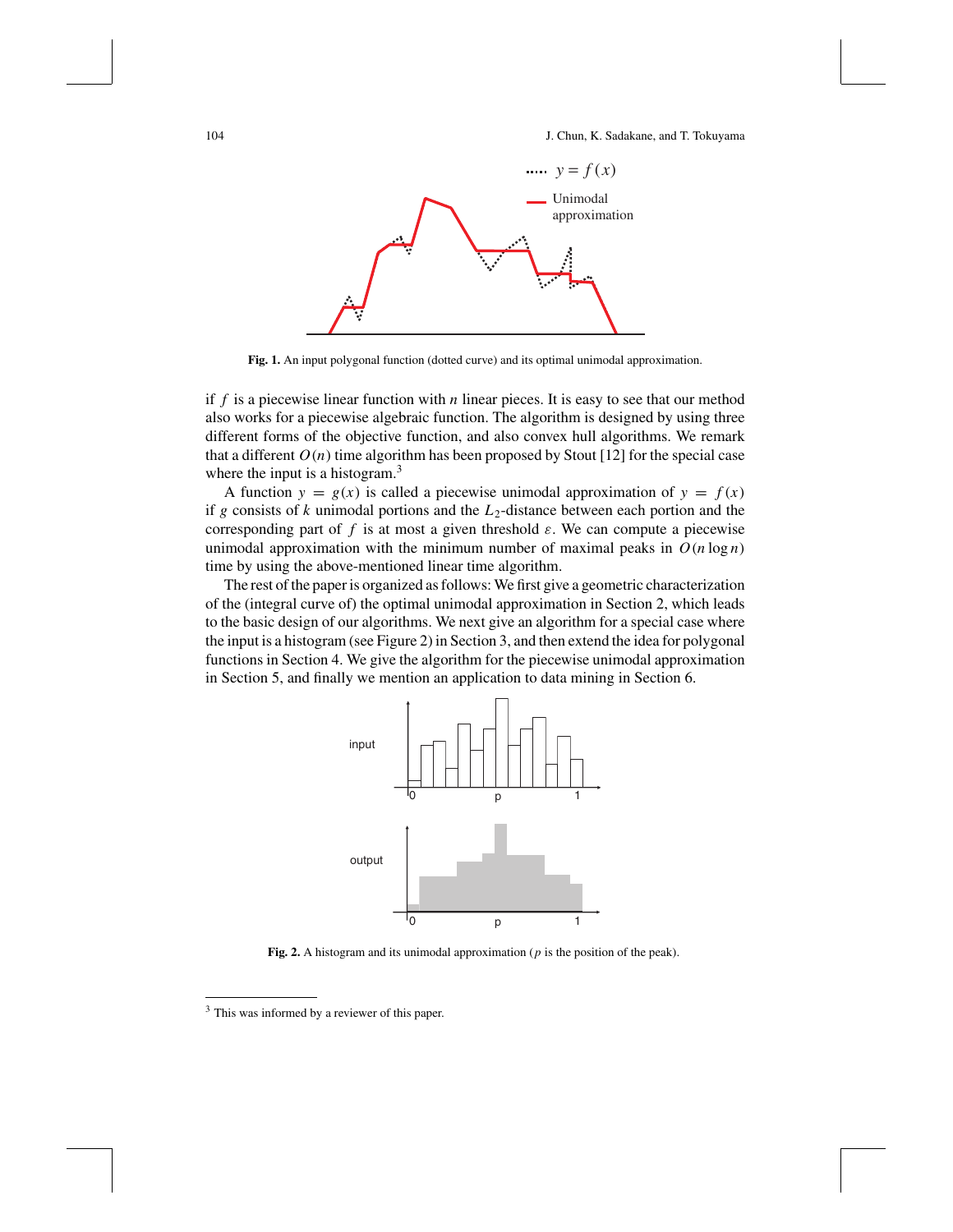Fig. 1. An input polygonal function (dotted curve) and its optimal unimodal approximation.

if $f$ is a piecewise linear function with $n$ linear pieces. It is easy to see that our method also works for a piecewise algebraic function. The algorithm is designed by using three different forms of the objective function, and also convex hull algorithms. We remark that a different $O(n)$ time algorithm has been proposed by Stout [12] for the special case where the input is a histogram.[3]

A function $y = g(x)$ is called a piecewise unimodal approximation of $y = f(x)$ if $g$ consists of $k$ unimodal portions and the $L_2$-distance between each portion and the corresponding part of $f$ is at most a given threshold $\varepsilon$. We can compute a piecewise unimodal approximation with the minimum number of maximal peaks in $O(n \log n)$ time by using the above-mentioned linear time algorithm.

The rest of the paper is organized as follows: We first give a geometric characterization of the (integral curve of) the optimal unimodal approximation in Section 2, which leads to the basic design of our algorithms. We next give an algorithm for a special case where the input is a histogram (see Figure 2) in Section 3, and then extend the idea for polygonal functions in Section 4. We give the algorithm for the piecewise unimodal approximation in Section 5, and finally we mention an application to data mining in Section 6.

Fig. 2. A histogram and its unimodal approximation ($p$ is the position of the peak).

[3] This was informed by a reviewer of this paper.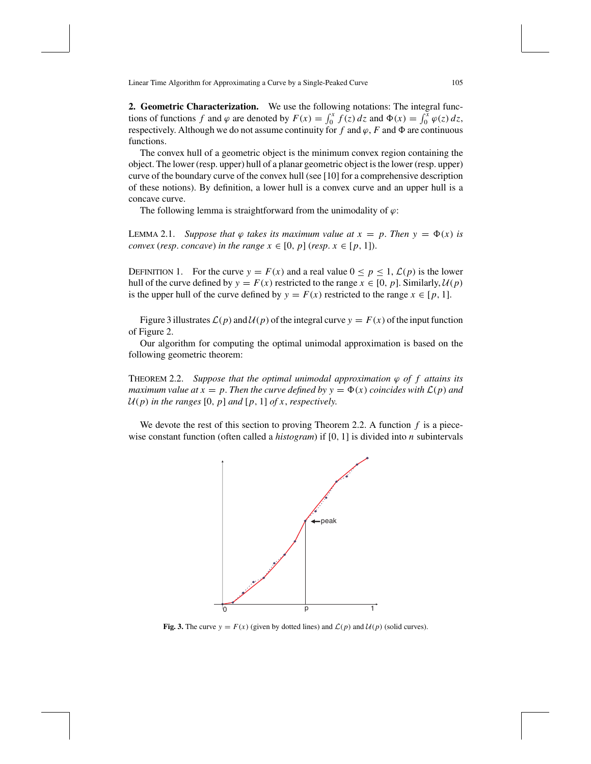**2. Geometric Characterization.** We use the following notations: The integral functions of functions $f$ and $\varphi$ are denoted by $F(x) = \int_0^x f(z)\,dz$ and $\Phi(x) = \int_0^x \varphi(z)\,dz$, respectively. Although we do not assume continuity for $f$ and $\varphi$, $F$ and $\Phi$ are continuous functions.

The convex hull of a geometric object is the minimum convex region containing the object. The lower (resp. upper) hull of a planar geometric object is the lower (resp. upper) curve of the boundary curve of the convex hull (see [10] for a comprehensive description of these notions). By definition, a lower hull is a convex curve and an upper hull is a concave curve.

The following lemma is straightforward from the unimodality of $\varphi$:

LEMMA 2.1. *Suppose that $\varphi$ takes its maximum value at $x = p$. Then $y = \Phi(x)$ is convex (resp. concave) in the range $x \in [0, p]$ (resp. $x \in [p, 1]$).*

DEFINITION 1. For the curve $y = F(x)$ and a real value $0 \le p \le 1$, $\mathcal{L}(p)$ is the lower hull of the curve defined by $y = F(x)$ restricted to the range $x \in [0, p]$. Similarly, $\mathcal{U}(p)$ is the upper hull of the curve defined by $y = F(x)$ restricted to the range $x \in [p, 1]$.

Figure 3 illustrates $\mathcal{L}(p)$ and $\mathcal{U}(p)$ of the integral curve $y = F(x)$ of the input function of Figure 2.

Our algorithm for computing the optimal unimodal approximation is based on the following geometric theorem:

THEOREM 2.2. *Suppose that the optimal unimodal approximation $\varphi$ of $f$ attains its maximum value at $x = p$. Then the curve defined by $y = \Phi(x)$ coincides with $\mathcal{L}(p)$ and $\mathcal{U}(p)$ in the ranges $[0, p]$ and $[p, 1]$ of $x$, respectively.*

We devote the rest of this section to proving Theorem 2.2. A function $f$ is a piecewise constant function (often called a *histogram*) if $[0, 1]$ is divided into $n$ subintervals

**Fig. 3.** The curve $y = F(x)$ (given by dotted lines) and $\mathcal{L}(p)$ and $\mathcal{U}(p)$ (solid curves).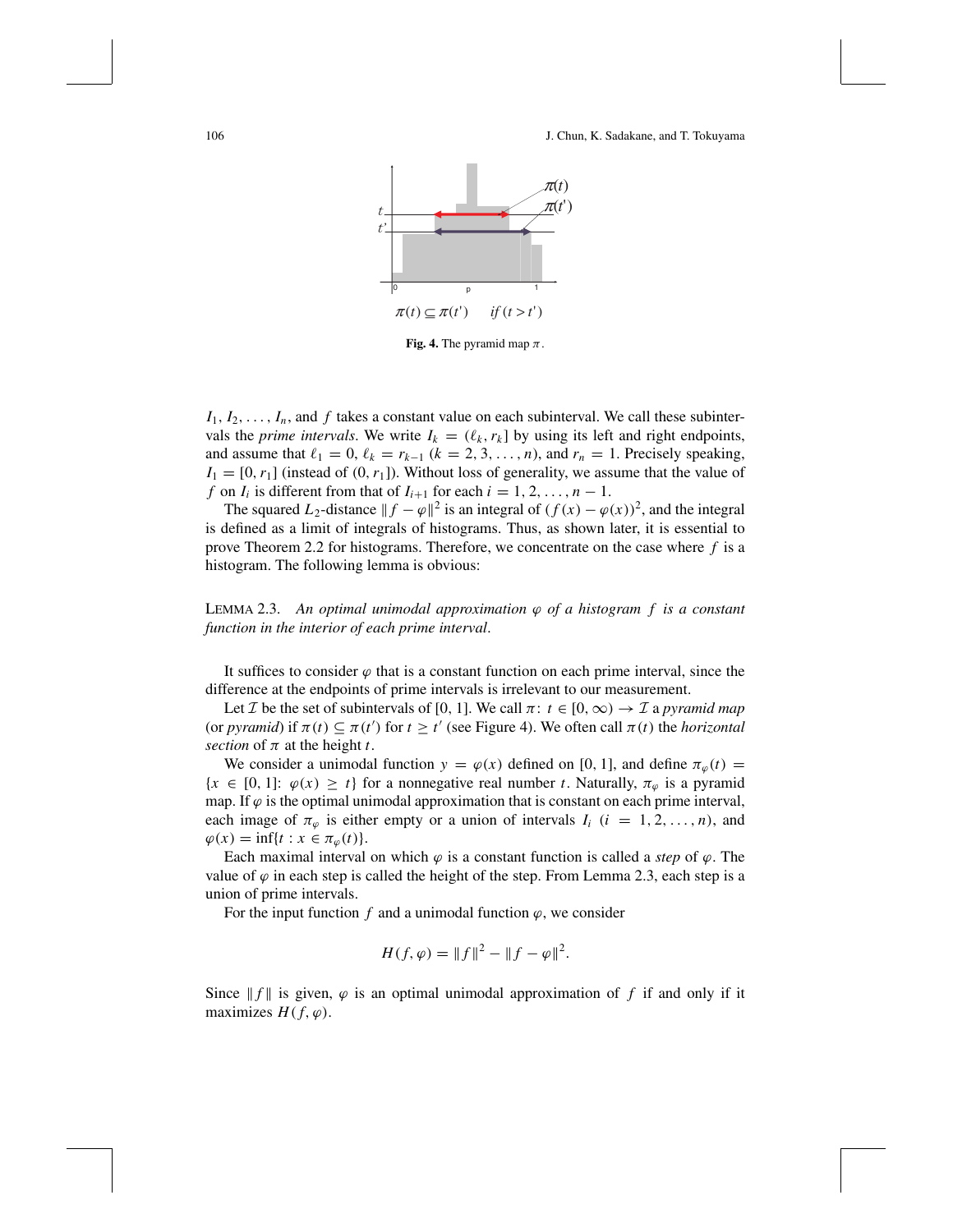Fig. 4. The pyramid map $\pi$.

$I_1, I_2, \ldots, I_n$, and $f$ takes a constant value on each subinterval. We call these subintervals the *prime intervals*. We write $I_k = (\ell_k, r_k]$ by using its left and right endpoints, and assume that $\ell_1 = 0$, $\ell_k = r_{k-1}$ $(k = 2, 3, \ldots, n)$, and $r_n = 1$. Precisely speaking, $I_1 = [0, r_1]$ (instead of $(0, r_1]$). Without loss of generality, we assume that the value of $f$ on $I_i$ is different from that of $I_{i+1}$ for each $i = 1, 2, \ldots, n-1$.

The squared $L_2$-distance $\|f - \varphi\|^2$ is an integral of $(f(x) - \varphi(x))^2$, and the integral is defined as a limit of integrals of histograms. Thus, as shown later, it is essential to prove Theorem 2.2 for histograms. Therefore, we concentrate on the case where $f$ is a histogram. The following lemma is obvious:

LEMMA 2.3. *An optimal unimodal approximation $\varphi$ of a histogram $f$ is a constant function in the interior of each prime interval.*

It suffices to consider $\varphi$ that is a constant function on each prime interval, since the difference at the endpoints of prime intervals is irrelevant to our measurement.

Let $\mathcal{I}$ be the set of subintervals of $[0, 1]$. We call $\pi\colon t \in [0, \infty) \to \mathcal{I}$ a *pyramid map* (or *pyramid*) if $\pi(t) \subseteq \pi(t')$ for $t \geq t'$ (see Figure 4). We often call $\pi(t)$ the *horizontal section* of $\pi$ at the height $t$.

We consider a unimodal function $y = \varphi(x)$ defined on $[0, 1]$, and define $\pi_\varphi(t) = \{x \in [0, 1]\colon \varphi(x) \geq t\}$ for a nonnegative real number $t$. Naturally, $\pi_\varphi$ is a pyramid map. If $\varphi$ is the optimal unimodal approximation that is constant on each prime interval, each image of $\pi_\varphi$ is either empty or a union of intervals $I_i$ $(i = 1, 2, \ldots, n)$, and $\varphi(x) = \inf\{t : x \in \pi_\varphi(t)\}$.

Each maximal interval on which $\varphi$ is a constant function is called a *step* of $\varphi$. The value of $\varphi$ in each step is called the height of the step. From Lemma 2.3, each step is a union of prime intervals.

For the input function $f$ and a unimodal function $\varphi$, we consider

$$H(f, \varphi) = \|f\|^2 - \|f - \varphi\|^2.$$

Since $\|f\|$ is given, $\varphi$ is an optimal unimodal approximation of $f$ if and only if it maximizes $H(f, \varphi)$.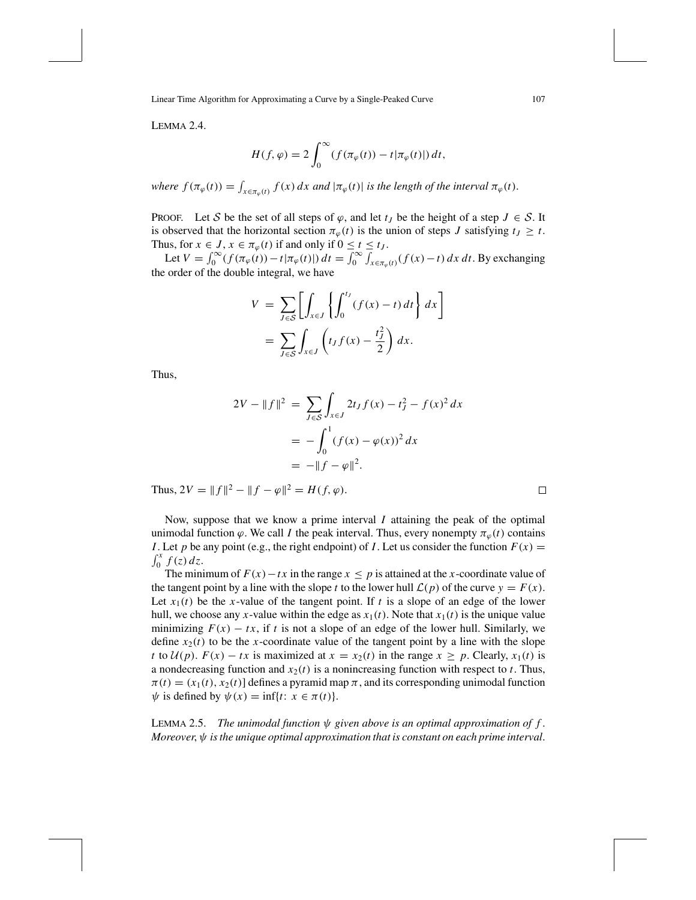LEMMA 2.4.

$$H(f,\varphi) = 2\int_0^\infty (f(\pi_\varphi(t)) - t|\pi_\varphi(t)|)\,dt,$$

*where* $f(\pi_\varphi(t)) = \int_{x\in\pi_\varphi(t)} f(x)\,dx$ *and* $|\pi_\varphi(t)|$ *is the length of the interval* $\pi_\varphi(t)$.

PROOF. Let $\mathcal{S}$ be the set of all steps of $\varphi$, and let $t_J$ be the height of a step $J \in \mathcal{S}$. It is observed that the horizontal section $\pi_\varphi(t)$ is the union of steps $J$ satisfying $t_J \geq t$. Thus, for $x \in J$, $x \in \pi_\varphi(t)$ if and only if $0 \leq t \leq t_J$.

Let $V = \int_0^\infty (f(\pi_\varphi(t)) - t|\pi_\varphi(t)|)\,dt = \int_0^\infty \int_{x\in\pi_\varphi(t)} (f(x) - t)\,dx\,dt$. By exchanging the order of the double integral, we have

$$\begin{aligned} V &= \sum_{J\in\mathcal{S}} \left[ \int_{x\in J} \left\{ \int_0^{t_J} (f(x) - t)\,dt \right\} dx \right] \\ &= \sum_{J\in\mathcal{S}} \int_{x\in J} \left( t_J f(x) - \frac{t_J^2}{2} \right) dx. \end{aligned}$$

Thus,

$$\begin{aligned} 2V - \|f\|^2 &= \sum_{J\in\mathcal{S}} \int_{x\in J} 2t_J f(x) - t_J^2 - f(x)^2\,dx \\ &= -\int_0^1 (f(x) - \varphi(x))^2\,dx \\ &= -\|f - \varphi\|^2. \end{aligned}$$

Thus, $2V = \|f\|^2 - \|f - \varphi\|^2 = H(f,\varphi)$. □

Now, suppose that we know a prime interval $I$ attaining the peak of the optimal unimodal function $\varphi$. We call $I$ the peak interval. Thus, every nonempty $\pi_\varphi(t)$ contains $I$. Let $p$ be any point (e.g., the right endpoint) of $I$. Let us consider the function $F(x) = \int_0^x f(z)\,dz$.

The minimum of $F(x) - tx$ in the range $x \leq p$ is attained at the $x$-coordinate value of the tangent point by a line with the slope $t$ to the lower hull $\mathcal{L}(p)$ of the curve $y = F(x)$. Let $x_1(t)$ be the $x$-value of the tangent point. If $t$ is a slope of an edge of the lower hull, we choose any $x$-value within the edge as $x_1(t)$. Note that $x_1(t)$ is the unique value minimizing $F(x) - tx$, if $t$ is not a slope of an edge of the lower hull. Similarly, we define $x_2(t)$ to be the $x$-coordinate value of the tangent point by a line with the slope $t$ to $\mathcal{U}(p)$. $F(x) - tx$ is maximized at $x = x_2(t)$ in the range $x \geq p$. Clearly, $x_1(t)$ is a nondecreasing function and $x_2(t)$ is a nonincreasing function with respect to $t$. Thus, $\pi(t) = (x_1(t), x_2(t)]$ defines a pyramid map $\pi$, and its corresponding unimodal function $\psi$ is defined by $\psi(x) = \inf\{t\colon x \in \pi(t)\}$.

LEMMA 2.5. *The unimodal function* $\psi$ *given above is an optimal approximation of* $f$. *Moreover,* $\psi$ *is the unique optimal approximation that is constant on each prime interval.*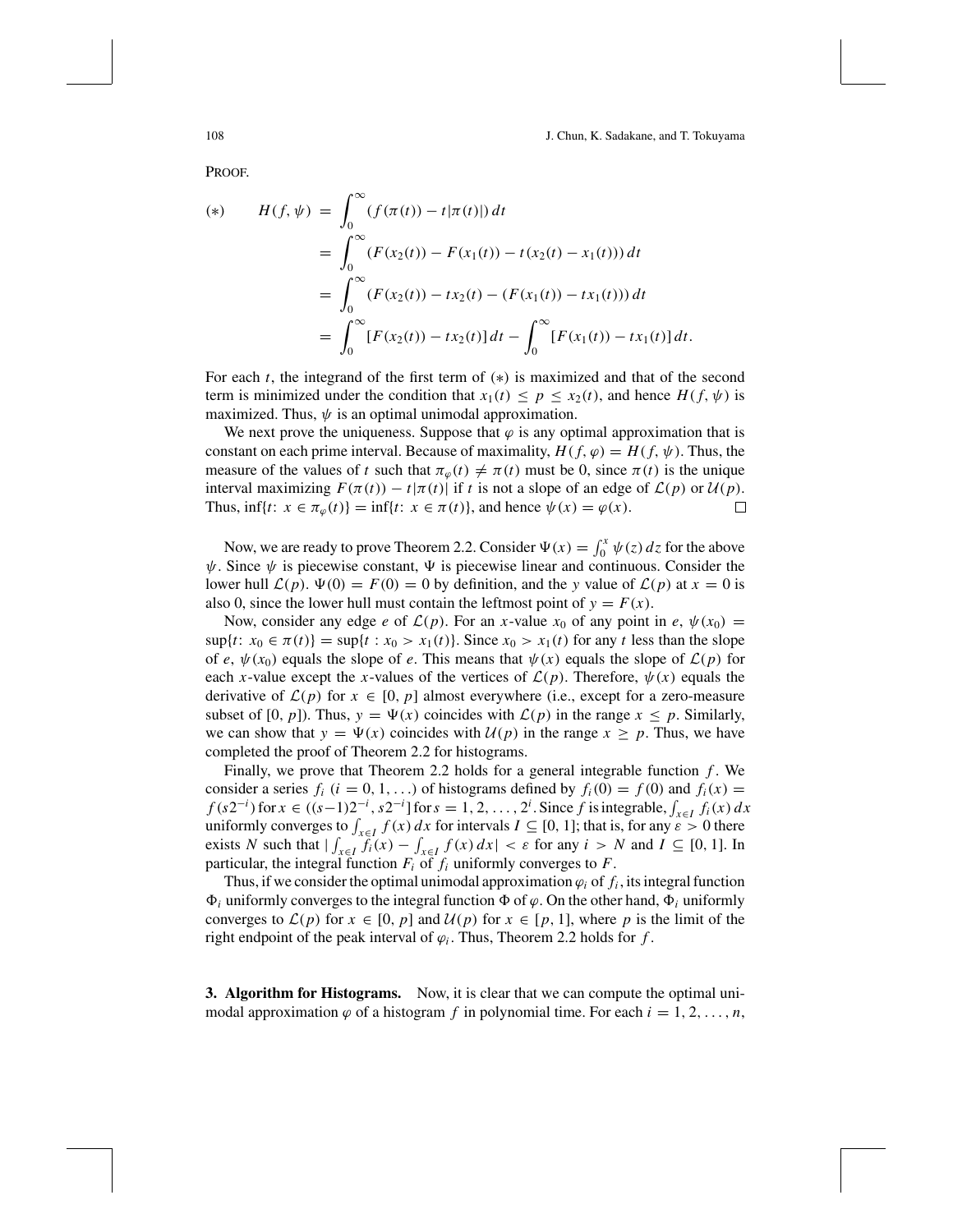PROOF.

$$
\begin{aligned}
(*) \qquad H(f,\psi) &= \int_0^\infty (f(\pi(t)) - t|\pi(t)|)\,dt \\
&= \int_0^\infty (F(x_2(t)) - F(x_1(t)) - t(x_2(t) - x_1(t)))\,dt \\
&= \int_0^\infty (F(x_2(t)) - tx_2(t) - (F(x_1(t)) - tx_1(t)))\,dt \\
&= \int_0^\infty [F(x_2(t)) - tx_2(t)]\,dt - \int_0^\infty [F(x_1(t)) - tx_1(t)]\,dt.
\end{aligned}
$$

For each $t$, the integrand of the first term of $(*)$ is maximized and that of the second term is minimized under the condition that $x_1(t) \le p \le x_2(t)$, and hence $H(f,\psi)$ is maximized. Thus, $\psi$ is an optimal unimodal approximation.

We next prove the uniqueness. Suppose that $\varphi$ is any optimal approximation that is constant on each prime interval. Because of maximality, $H(f,\varphi) = H(f,\psi)$. Thus, the measure of the values of $t$ such that $\pi_\varphi(t) \ne \pi(t)$ must be 0, since $\pi(t)$ is the unique interval maximizing $F(\pi(t)) - t|\pi(t)|$ if $t$ is not a slope of an edge of $\mathcal{L}(p)$ or $\mathcal{U}(p)$. Thus, $\inf\{t\colon x \in \pi_\varphi(t)\} = \inf\{t\colon x \in \pi(t)\}$, and hence $\psi(x) = \varphi(x)$. □

Now, we are ready to prove Theorem 2.2. Consider $\Psi(x) = \int_0^x \psi(z)\,dz$ for the above $\psi$. Since $\psi$ is piecewise constant, $\Psi$ is piecewise linear and continuous. Consider the lower hull $\mathcal{L}(p)$. $\Psi(0) = F(0) = 0$ by definition, and the $y$ value of $\mathcal{L}(p)$ at $x = 0$ is also 0, since the lower hull must contain the leftmost point of $y = F(x)$.

Now, consider any edge $e$ of $\mathcal{L}(p)$. For an $x$-value $x_0$ of any point in $e$, $\psi(x_0) = \sup\{t\colon x_0 \in \pi(t)\} = \sup\{t : x_0 > x_1(t)\}$. Since $x_0 > x_1(t)$ for any $t$ less than the slope of $e$, $\psi(x_0)$ equals the slope of $e$. This means that $\psi(x)$ equals the slope of $\mathcal{L}(p)$ for each $x$-value except the $x$-values of the vertices of $\mathcal{L}(p)$. Therefore, $\psi(x)$ equals the derivative of $\mathcal{L}(p)$ for $x \in [0, p]$ almost everywhere (i.e., except for a zero-measure subset of $[0, p]$). Thus, $y = \Psi(x)$ coincides with $\mathcal{L}(p)$ in the range $x \le p$. Similarly, we can show that $y = \Psi(x)$ coincides with $\mathcal{U}(p)$ in the range $x \ge p$. Thus, we have completed the proof of Theorem 2.2 for histograms.

Finally, we prove that Theorem 2.2 holds for a general integrable function $f$. We consider a series $f_i$ ($i = 0, 1, \ldots$) of histograms defined by $f_i(0) = f(0)$ and $f_i(x) = f(s2^{-i})$ for $x \in ((s-1)2^{-i}, s2^{-i}]$ for $s = 1, 2, \ldots, 2^i$. Since $f$ is integrable, $\int_{x\in I} f_i(x)\,dx$ uniformly converges to $\int_{x\in I} f(x)\,dx$ for intervals $I \subseteq [0, 1]$; that is, for any $\varepsilon > 0$ there exists $N$ such that $|\int_{x\in I} f_i(x) - \int_{x\in I} f(x)\,dx| < \varepsilon$ for any $i > N$ and $I \subseteq [0, 1]$. In particular, the integral function $F_i$ of $f_i$ uniformly converges to $F$.

Thus, if we consider the optimal unimodal approximation $\varphi_i$ of $f_i$, its integral function $\Phi_i$ uniformly converges to the integral function $\Phi$ of $\varphi$. On the other hand, $\Phi_i$ uniformly converges to $\mathcal{L}(p)$ for $x \in [0, p]$ and $\mathcal{U}(p)$ for $x \in [p, 1]$, where $p$ is the limit of the right endpoint of the peak interval of $\varphi_i$. Thus, Theorem 2.2 holds for $f$.

**3. Algorithm for Histograms.** Now, it is clear that we can compute the optimal unimodal approximation $\varphi$ of a histogram $f$ in polynomial time. For each $i = 1, 2, \ldots, n$,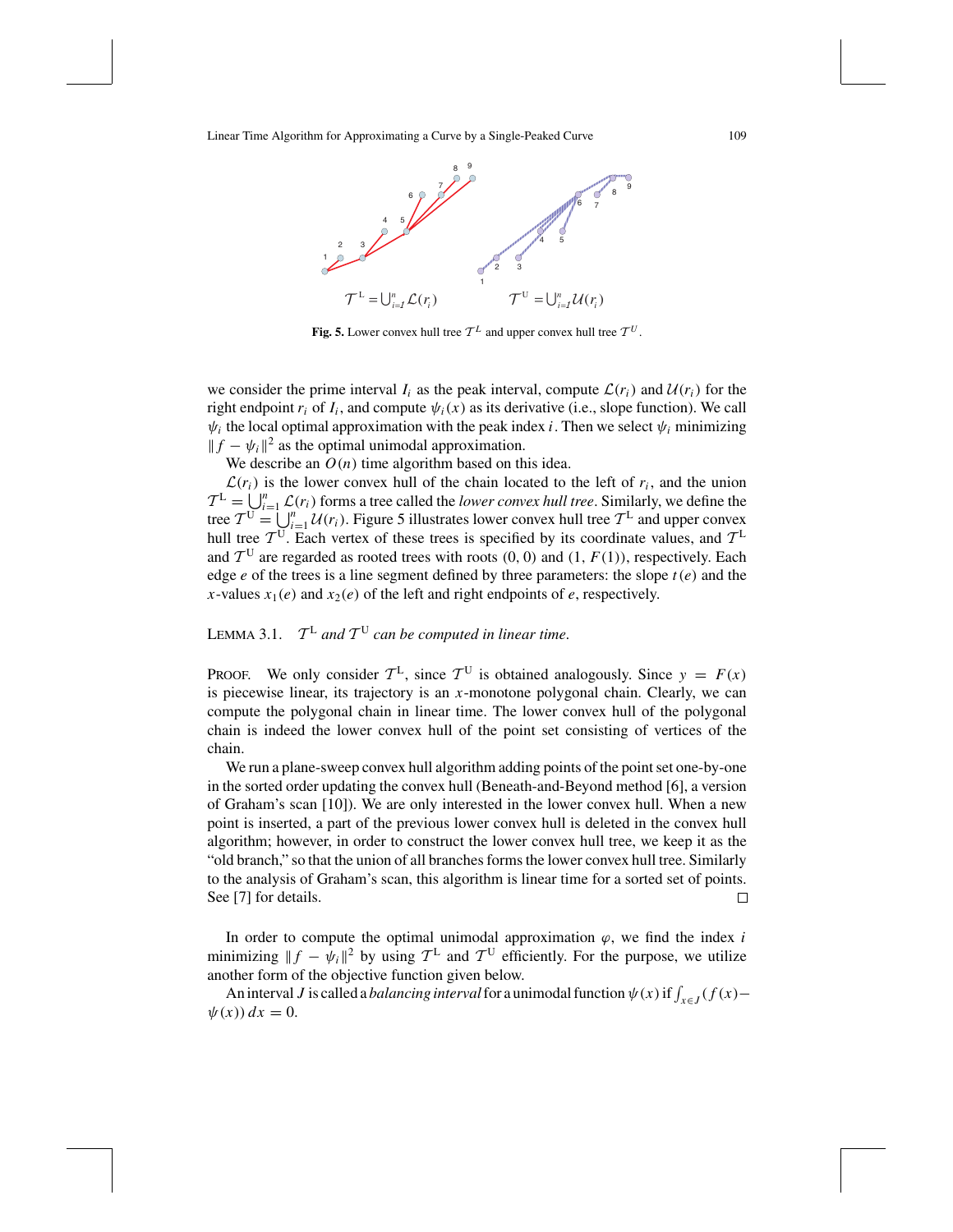$\mathcal{T}^L = \bigcup_{i=1}^{n} \mathcal{L}(r_i)$ $\quad\quad$ $\mathcal{T}^U = \bigcup_{i=1}^{n} \mathcal{U}(r_i)$

**Fig. 5.** Lower convex hull tree $\mathcal{T}^L$ and upper convex hull tree $\mathcal{T}^U$.

we consider the prime interval $I_i$ as the peak interval, compute $\mathcal{L}(r_i)$ and $\mathcal{U}(r_i)$ for the right endpoint $r_i$ of $I_i$, and compute $\psi_i(x)$ as its derivative (i.e., slope function). We call $\psi_i$ the local optimal approximation with the peak index $i$. Then we select $\psi_i$ minimizing $\|f - \psi_i\|^2$ as the optimal unimodal approximation.

We describe an $O(n)$ time algorithm based on this idea.

$\mathcal{L}(r_i)$ is the lower convex hull of the chain located to the left of $r_i$, and the union $\mathcal{T}^L = \bigcup_{i=1}^{n} \mathcal{L}(r_i)$ forms a tree called the *lower convex hull tree*. Similarly, we define the tree $\mathcal{T}^U = \bigcup_{i=1}^{n} \mathcal{U}(r_i)$. Figure 5 illustrates lower convex hull tree $\mathcal{T}^L$ and upper convex hull tree $\mathcal{T}^U$. Each vertex of these trees is specified by its coordinate values, and $\mathcal{T}^L$ and $\mathcal{T}^U$ are regarded as rooted trees with roots $(0, 0)$ and $(1, F(1))$, respectively. Each edge $e$ of the trees is a line segment defined by three parameters: the slope $t(e)$ and the $x$-values $x_1(e)$ and $x_2(e)$ of the left and right endpoints of $e$, respectively.

Lemma 3.1. *$\mathcal{T}^L$ and $\mathcal{T}^U$ can be computed in linear time.*

Proof. We only consider $\mathcal{T}^L$, since $\mathcal{T}^U$ is obtained analogously. Since $y = F(x)$ is piecewise linear, its trajectory is an $x$-monotone polygonal chain. Clearly, we can compute the polygonal chain in linear time. The lower convex hull of the polygonal chain is indeed the lower convex hull of the point set consisting of vertices of the chain.

We run a plane-sweep convex hull algorithm adding points of the point set one-by-one in the sorted order updating the convex hull (Beneath-and-Beyond method [6], a version of Graham's scan [10]). We are only interested in the lower convex hull. When a new point is inserted, a part of the previous lower convex hull is deleted in the convex hull algorithm; however, in order to construct the lower convex hull tree, we keep it as the "old branch," so that the union of all branches forms the lower convex hull tree. Similarly to the analysis of Graham's scan, this algorithm is linear time for a sorted set of points. See [7] for details. □

In order to compute the optimal unimodal approximation $\varphi$, we find the index $i$ minimizing $\|f - \psi_i\|^2$ by using $\mathcal{T}^L$ and $\mathcal{T}^U$ efficiently. For the purpose, we utilize another form of the objective function given below.

An interval $J$ is called a *balancing interval* for a unimodal function $\psi(x)$ if $\int_{x \in J} (f(x) - \psi(x))\, dx = 0$.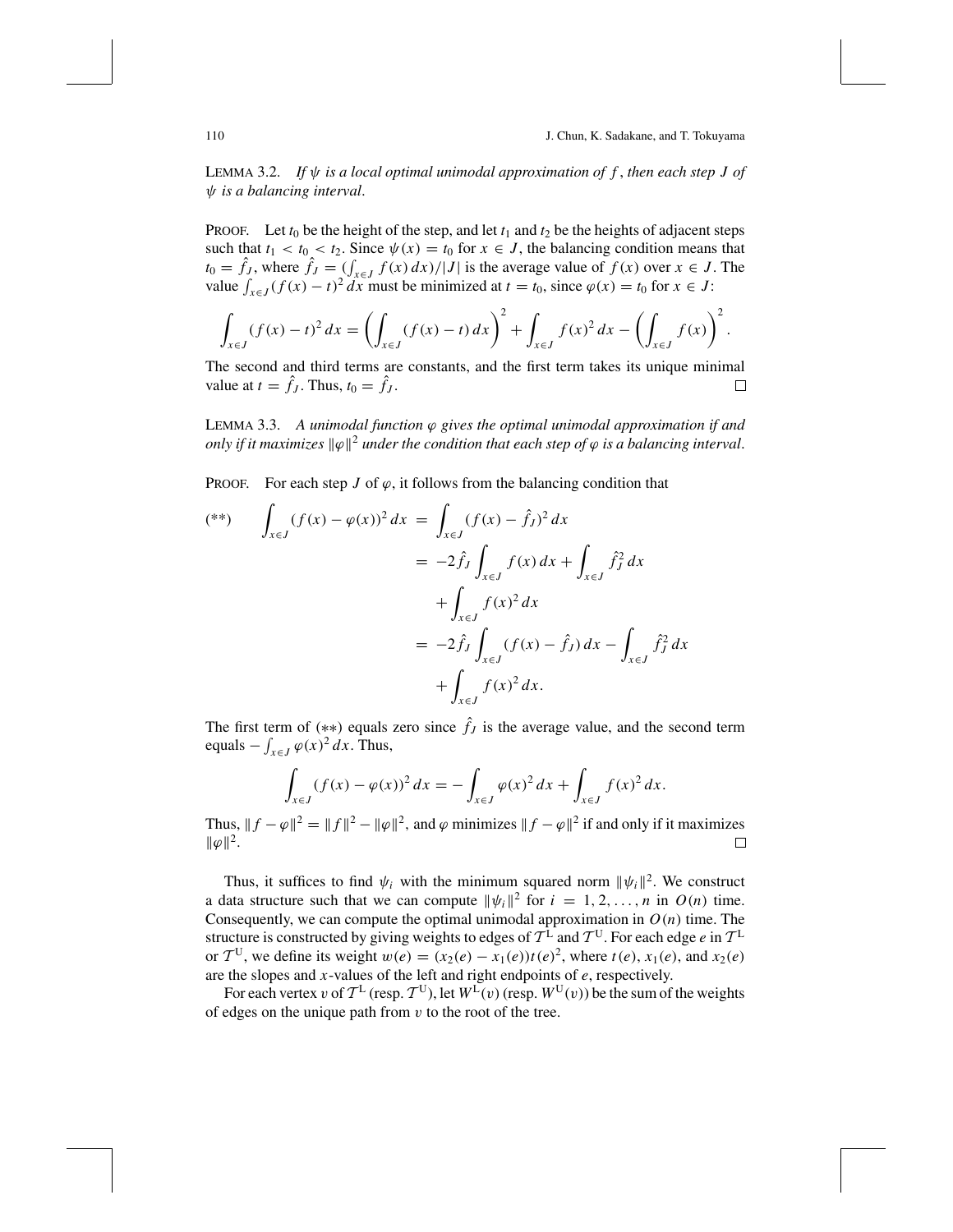LEMMA 3.2. *If $\psi$ is a local optimal unimodal approximation of $f$, then each step $J$ of $\psi$ is a balancing interval.*

PROOF. Let $t_0$ be the height of the step, and let $t_1$ and $t_2$ be the heights of adjacent steps such that $t_1 < t_0 < t_2$. Since $\psi(x) = t_0$ for $x \in J$, the balancing condition means that $t_0 = \hat{f}_J$, where $\hat{f}_J = (\int_{x \in J} f(x)\, dx)/|J|$ is the average value of $f(x)$ over $x \in J$. The value $\int_{x \in J}(f(x) - t)^2\, dx$ must be minimized at $t = t_0$, since $\varphi(x) = t_0$ for $x \in J$:

$$\int_{x \in J}(f(x) - t)^2\, dx = \left(\int_{x \in J}(f(x) - t)\, dx\right)^2 + \int_{x \in J} f(x)^2\, dx - \left(\int_{x \in J} f(x)\right)^2.$$

The second and third terms are constants, and the first term takes its unique minimal value at $t = \hat{f}_J$. Thus, $t_0 = \hat{f}_J$. □

LEMMA 3.3. *A unimodal function $\varphi$ gives the optimal unimodal approximation if and only if it maximizes $\|\varphi\|^2$ under the condition that each step of $\varphi$ is a balancing interval.*

PROOF. For each step $J$ of $\varphi$, it follows from the balancing condition that

$$(**) \qquad \begin{aligned} \int_{x \in J}(f(x) - \varphi(x))^2\, dx &= \int_{x \in J}(f(x) - \hat{f}_J)^2\, dx \\ &= -2\hat{f}_J \int_{x \in J} f(x)\, dx + \int_{x \in J} \hat{f}_J^2\, dx \\ &\quad + \int_{x \in J} f(x)^2\, dx \\ &= -2\hat{f}_J \int_{x \in J}(f(x) - \hat{f}_J)\, dx - \int_{x \in J} \hat{f}_J^2\, dx \\ &\quad + \int_{x \in J} f(x)^2\, dx. \end{aligned}$$

The first term of $(**)$ equals zero since $\hat{f}_J$ is the average value, and the second term equals $-\int_{x \in J} \varphi(x)^2\, dx$. Thus,

$$\int_{x \in J}(f(x) - \varphi(x))^2\, dx = -\int_{x \in J} \varphi(x)^2\, dx + \int_{x \in J} f(x)^2\, dx.$$

Thus, $\|f - \varphi\|^2 = \|f\|^2 - \|\varphi\|^2$, and $\varphi$ minimizes $\|f - \varphi\|^2$ if and only if it maximizes $\|\varphi\|^2$. □

Thus, it suffices to find $\psi_i$ with the minimum squared norm $\|\psi_i\|^2$. We construct a data structure such that we can compute $\|\psi_i\|^2$ for $i = 1, 2, \ldots, n$ in $O(n)$ time. Consequently, we can compute the optimal unimodal approximation in $O(n)$ time. The structure is constructed by giving weights to edges of $\mathcal{T}^{\mathrm{L}}$ and $\mathcal{T}^{\mathrm{U}}$. For each edge $e$ in $\mathcal{T}^{\mathrm{L}}$ or $\mathcal{T}^{\mathrm{U}}$, we define its weight $w(e) = (x_2(e) - x_1(e))t(e)^2$, where $t(e)$, $x_1(e)$, and $x_2(e)$ are the slopes and $x$-values of the left and right endpoints of $e$, respectively.

For each vertex $v$ of $\mathcal{T}^{\mathrm{L}}$ (resp. $\mathcal{T}^{\mathrm{U}}$), let $W^{\mathrm{L}}(v)$ (resp. $W^{\mathrm{U}}(v)$) be the sum of the weights of edges on the unique path from $v$ to the root of the tree.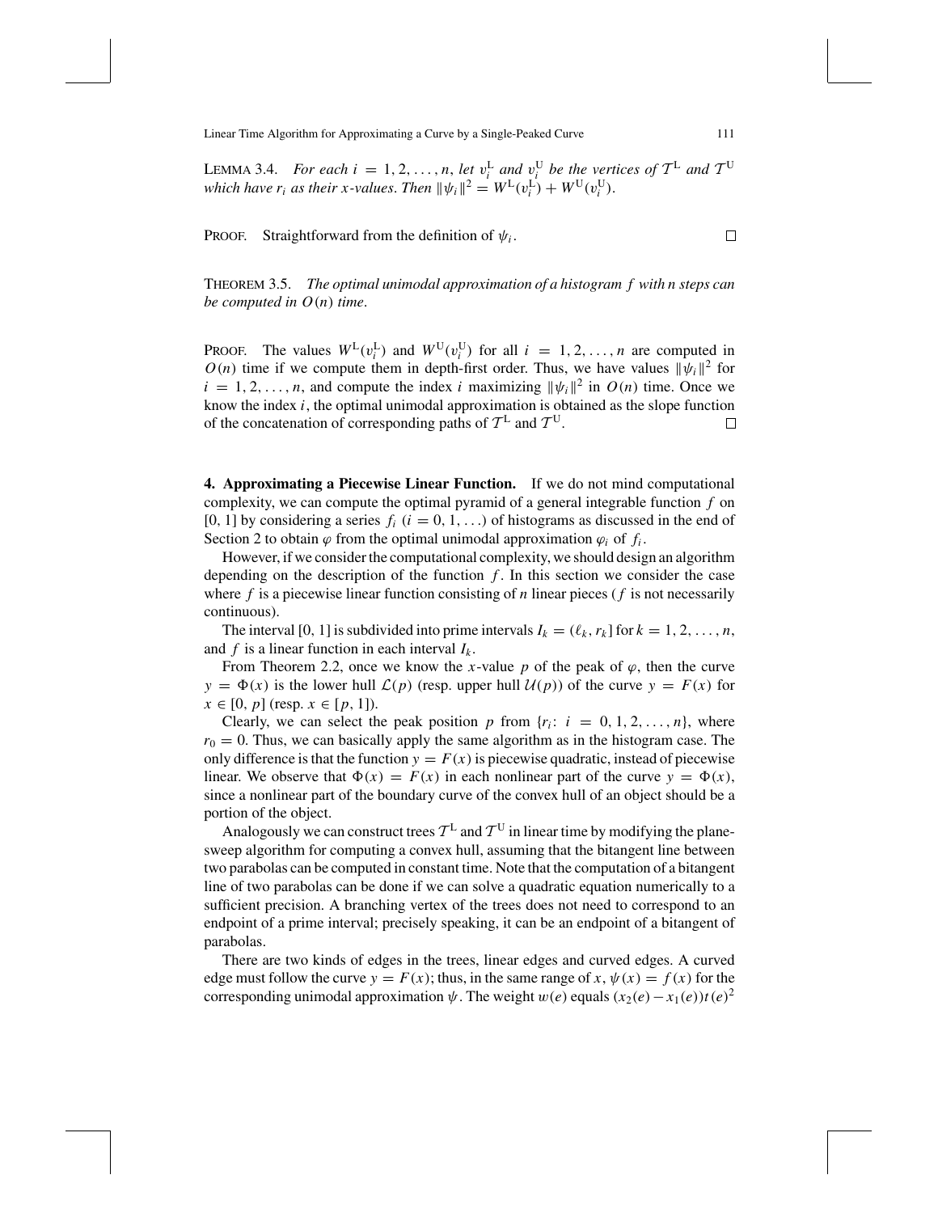LEMMA 3.4. *For each* $i = 1, 2, \ldots, n$, *let* $v_i^{\mathrm{L}}$ *and* $v_i^{\mathrm{U}}$ *be the vertices of* $\mathcal{T}^{\mathrm{L}}$ *and* $\mathcal{T}^{\mathrm{U}}$ *which have* $r_i$ *as their x-values. Then* $\|\psi_i\|^2 = W^{\mathrm{L}}(v_i^{\mathrm{L}}) + W^{\mathrm{U}}(v_i^{\mathrm{U}})$.

PROOF. Straightforward from the definition of $\psi_i$. □

THEOREM 3.5. *The optimal unimodal approximation of a histogram* $f$ *with n steps can be computed in* $O(n)$ *time*.

PROOF. The values $W^{\mathrm{L}}(v_i^{\mathrm{L}})$ and $W^{\mathrm{U}}(v_i^{\mathrm{U}})$ for all $i = 1, 2, \ldots, n$ are computed in $O(n)$ time if we compute them in depth-first order. Thus, we have values $\|\psi_i\|^2$ for $i = 1, 2, \ldots, n$, and compute the index $i$ maximizing $\|\psi_i\|^2$ in $O(n)$ time. Once we know the index $i$, the optimal unimodal approximation is obtained as the slope function of the concatenation of corresponding paths of $\mathcal{T}^{\mathrm{L}}$ and $\mathcal{T}^{\mathrm{U}}$. □

**4. Approximating a Piecewise Linear Function.** If we do not mind computational complexity, we can compute the optimal pyramid of a general integrable function $f$ on $[0, 1]$ by considering a series $f_i$ $(i = 0, 1, \ldots)$ of histograms as discussed in the end of Section 2 to obtain $\varphi$ from the optimal unimodal approximation $\varphi_i$ of $f_i$.

However, if we consider the computational complexity, we should design an algorithm depending on the description of the function $f$. In this section we consider the case where $f$ is a piecewise linear function consisting of $n$ linear pieces ($f$ is not necessarily continuous).

The interval $[0, 1]$ is subdivided into prime intervals $I_k = (\ell_k, r_k]$ for $k = 1, 2, \ldots, n$, and $f$ is a linear function in each interval $I_k$.

From Theorem 2.2, once we know the $x$-value $p$ of the peak of $\varphi$, then the curve $y = \Phi(x)$ is the lower hull $\mathcal{L}(p)$ (resp. upper hull $\mathcal{U}(p)$) of the curve $y = F(x)$ for $x \in [0, p]$ (resp. $x \in [p, 1]$).

Clearly, we can select the peak position $p$ from $\{r_i\colon\ i = 0, 1, 2, \ldots, n\}$, where $r_0 = 0$. Thus, we can basically apply the same algorithm as in the histogram case. The only difference is that the function $y = F(x)$ is piecewise quadratic, instead of piecewise linear. We observe that $\Phi(x) = F(x)$ in each nonlinear part of the curve $y = \Phi(x)$, since a nonlinear part of the boundary curve of the convex hull of an object should be a portion of the object.

Analogously we can construct trees $\mathcal{T}^{\mathrm{L}}$ and $\mathcal{T}^{\mathrm{U}}$ in linear time by modifying the plane-sweep algorithm for computing a convex hull, assuming that the bitangent line between two parabolas can be computed in constant time. Note that the computation of a bitangent line of two parabolas can be done if we can solve a quadratic equation numerically to a sufficient precision. A branching vertex of the trees does not need to correspond to an endpoint of a prime interval; precisely speaking, it can be an endpoint of a bitangent of parabolas.

There are two kinds of edges in the trees, linear edges and curved edges. A curved edge must follow the curve $y = F(x)$; thus, in the same range of $x$, $\psi(x) = f(x)$ for the corresponding unimodal approximation $\psi$. The weight $w(e)$ equals $(x_2(e) - x_1(e))t(e)^2$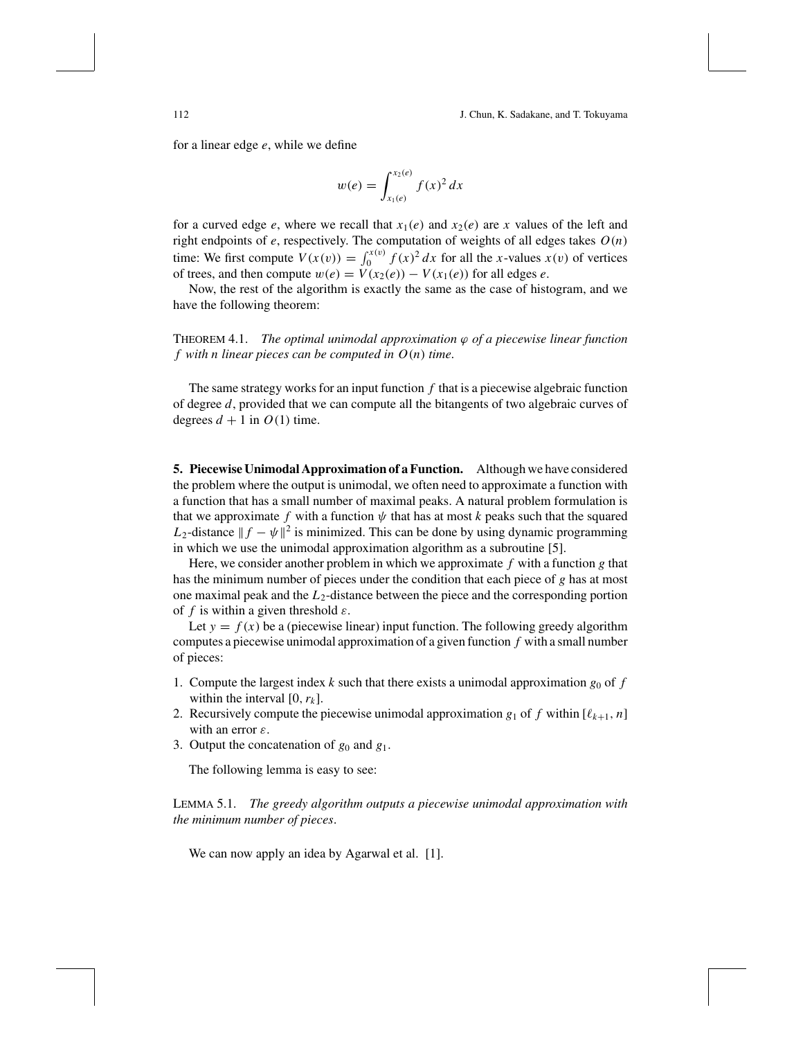for a linear edge $e$, while we define

$$w(e) = \int_{x_1(e)}^{x_2(e)} f(x)^2 \, dx$$

for a curved edge $e$, where we recall that $x_1(e)$ and $x_2(e)$ are $x$ values of the left and right endpoints of $e$, respectively. The computation of weights of all edges takes $O(n)$ time: We first compute $V(x(v)) = \int_0^{x(v)} f(x)^2 \, dx$ for all the $x$-values $x(v)$ of vertices of trees, and then compute $w(e) = V(x_2(e)) - V(x_1(e))$ for all edges $e$.

Now, the rest of the algorithm is exactly the same as the case of histogram, and we have the following theorem:

THEOREM 4.1. *The optimal unimodal approximation $\varphi$ of a piecewise linear function $f$ with $n$ linear pieces can be computed in $O(n)$ time.*

The same strategy works for an input function $f$ that is a piecewise algebraic function of degree $d$, provided that we can compute all the bitangents of two algebraic curves of degrees $d + 1$ in $O(1)$ time.

## 5. Piecewise Unimodal Approximation of a Function.

Although we have considered the problem where the output is unimodal, we often need to approximate a function with a function that has a small number of maximal peaks. A natural problem formulation is that we approximate $f$ with a function $\psi$ that has at most $k$ peaks such that the squared $L_2$-distance $\|f - \psi\|^2$ is minimized. This can be done by using dynamic programming in which we use the unimodal approximation algorithm as a subroutine [5].

Here, we consider another problem in which we approximate $f$ with a function $g$ that has the minimum number of pieces under the condition that each piece of $g$ has at most one maximal peak and the $L_2$-distance between the piece and the corresponding portion of $f$ is within a given threshold $\varepsilon$.

Let $y = f(x)$ be a (piecewise linear) input function. The following greedy algorithm computes a piecewise unimodal approximation of a given function $f$ with a small number of pieces:

1. Compute the largest index $k$ such that there exists a unimodal approximation $g_0$ of $f$ within the interval $[0, r_k]$.
2. Recursively compute the piecewise unimodal approximation $g_1$ of $f$ within $[\ell_{k+1}, n]$ with an error $\varepsilon$.
3. Output the concatenation of $g_0$ and $g_1$.

The following lemma is easy to see:

LEMMA 5.1. *The greedy algorithm outputs a piecewise unimodal approximation with the minimum number of pieces.*

We can now apply an idea by Agarwal et al. [1].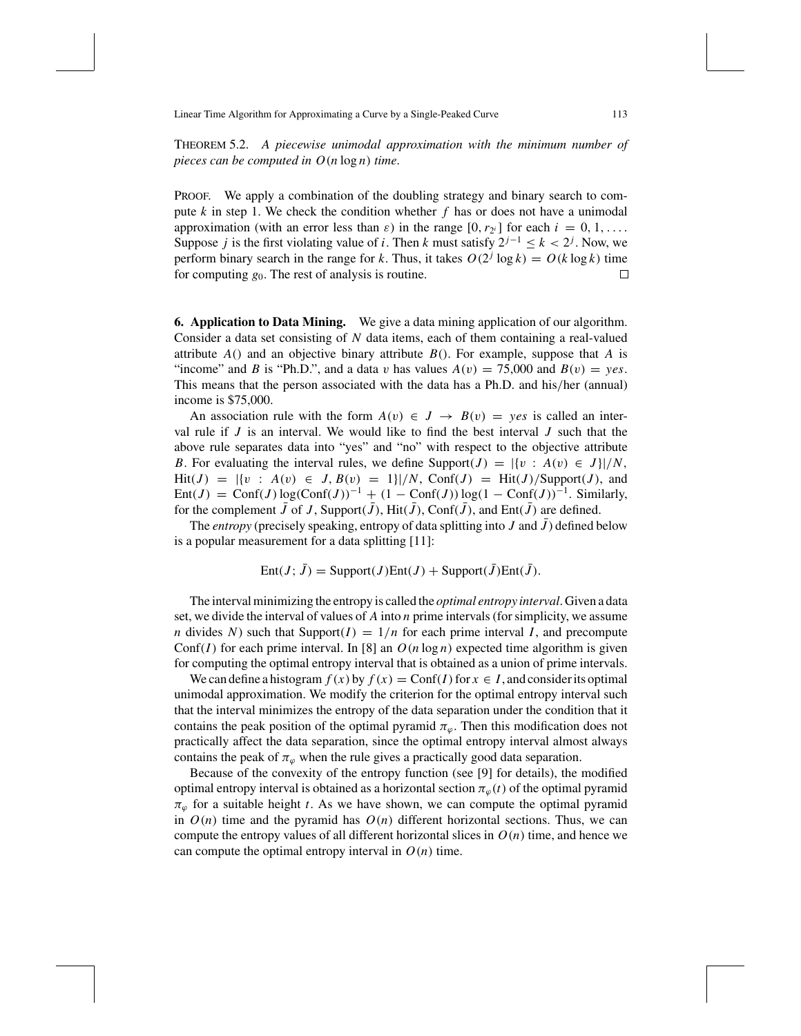THEOREM 5.2. *A piecewise unimodal approximation with the minimum number of pieces can be computed in $O(n \log n)$ time.*

PROOF. We apply a combination of the doubling strategy and binary search to compute $k$ in step 1. We check the condition whether $f$ has or does not have a unimodal approximation (with an error less than $\varepsilon$) in the range $[0, r_{2^i}]$ for each $i = 0, 1, \ldots$. Suppose $j$ is the first violating value of $i$. Then $k$ must satisfy $2^{j-1} \le k < 2^j$. Now, we perform binary search in the range for $k$. Thus, it takes $O(2^j \log k) = O(k \log k)$ time for computing $g_0$. The rest of analysis is routine. □

**6. Application to Data Mining.** We give a data mining application of our algorithm. Consider a data set consisting of $N$ data items, each of them containing a real-valued attribute $A()$ and an objective binary attribute $B()$. For example, suppose that $A$ is "income" and $B$ is "Ph.D.", and a data $v$ has values $A(v) = 75{,}000$ and $B(v) = yes$. This means that the person associated with the data has a Ph.D. and his/her (annual) income is \$75,000.

An association rule with the form $A(v) \in J \to B(v) = yes$ is called an interval rule if $J$ is an interval. We would like to find the best interval $J$ such that the above rule separates data into "yes" and "no" with respect to the objective attribute $B$. For evaluating the interval rules, we define $\text{Support}(J) = |\{v : A(v) \in J\}|/N$, $\text{Hit}(J) = |\{v : A(v) \in J, B(v) = 1\}|/N$, $\text{Conf}(J) = \text{Hit}(J)/\text{Support}(J)$, and $\text{Ent}(J) = \text{Conf}(J)\log(\text{Conf}(J))^{-1} + (1 - \text{Conf}(J))\log(1 - \text{Conf}(J))^{-1}$. Similarly, for the complement $\bar{J}$ of $J$, $\text{Support}(\bar{J})$, $\text{Hit}(\bar{J})$, $\text{Conf}(\bar{J})$, and $\text{Ent}(\bar{J})$ are defined.

The *entropy* (precisely speaking, entropy of data splitting into $J$ and $\bar{J}$) defined below is a popular measurement for a data splitting [11]:

$$\text{Ent}(J; \bar{J}) = \text{Support}(J)\text{Ent}(J) + \text{Support}(\bar{J})\text{Ent}(\bar{J}).$$

The interval minimizing the entropy is called the *optimal entropy interval*. Given a data set, we divide the interval of values of $A$ into $n$ prime intervals (for simplicity, we assume $n$ divides $N$) such that $\text{Support}(I) = 1/n$ for each prime interval $I$, and precompute $\text{Conf}(I)$ for each prime interval. In [8] an $O(n \log n)$ expected time algorithm is given for computing the optimal entropy interval that is obtained as a union of prime intervals.

We can define a histogram $f(x)$ by $f(x) = \text{Conf}(I)$ for $x \in I$, and consider its optimal unimodal approximation. We modify the criterion for the optimal entropy interval such that the interval minimizes the entropy of the data separation under the condition that it contains the peak position of the optimal pyramid $\pi_\varphi$. Then this modification does not practically affect the data separation, since the optimal entropy interval almost always contains the peak of $\pi_\varphi$ when the rule gives a practically good data separation.

Because of the convexity of the entropy function (see [9] for details), the modified optimal entropy interval is obtained as a horizontal section $\pi_\varphi(t)$ of the optimal pyramid $\pi_\varphi$ for a suitable height $t$. As we have shown, we can compute the optimal pyramid in $O(n)$ time and the pyramid has $O(n)$ different horizontal sections. Thus, we can compute the entropy values of all different horizontal slices in $O(n)$ time, and hence we can compute the optimal entropy interval in $O(n)$ time.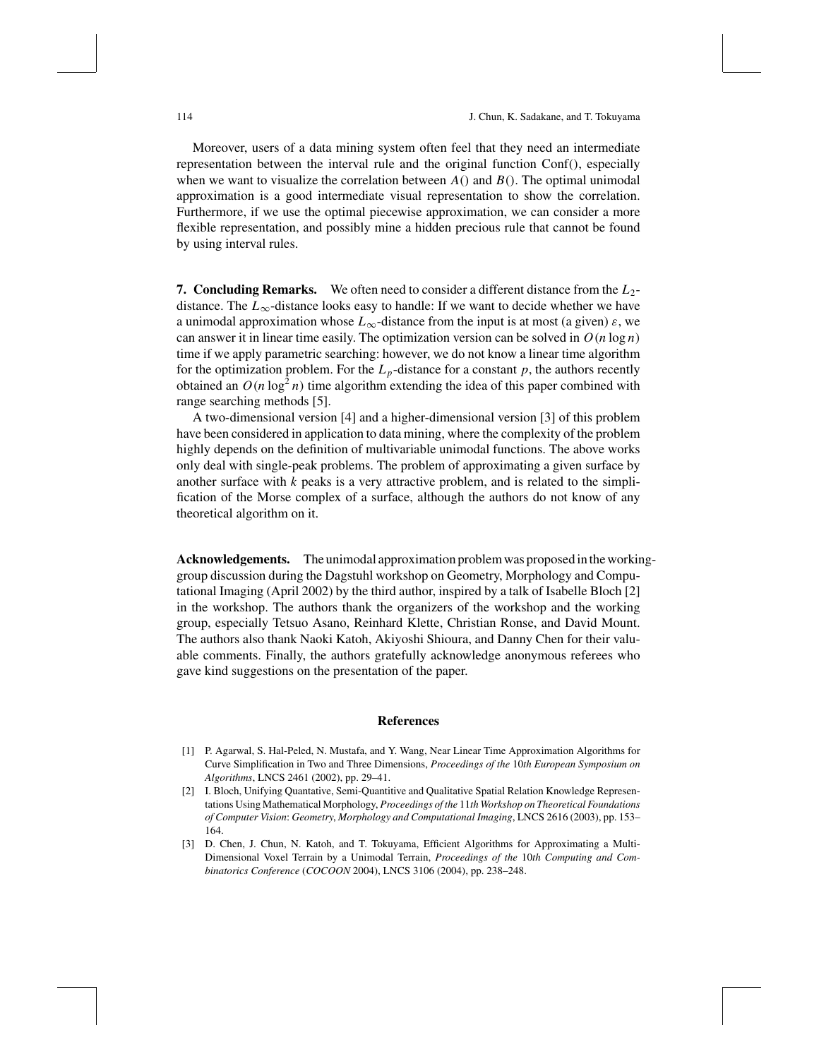Moreover, users of a data mining system often feel that they need an intermediate representation between the interval rule and the original function Conf(), especially when we want to visualize the correlation between $A()$ and $B()$. The optimal unimodal approximation is a good intermediate visual representation to show the correlation. Furthermore, if we use the optimal piecewise approximation, we can consider a more flexible representation, and possibly mine a hidden precious rule that cannot be found by using interval rules.

**7. Concluding Remarks.** We often need to consider a different distance from the $L_2$-distance. The $L_\infty$-distance looks easy to handle: If we want to decide whether we have a unimodal approximation whose $L_\infty$-distance from the input is at most (a given) $\varepsilon$, we can answer it in linear time easily. The optimization version can be solved in $O(n \log n)$ time if we apply parametric searching: however, we do not know a linear time algorithm for the optimization problem. For the $L_p$-distance for a constant $p$, the authors recently obtained an $O(n \log^2 n)$ time algorithm extending the idea of this paper combined with range searching methods [5].

A two-dimensional version [4] and a higher-dimensional version [3] of this problem have been considered in application to data mining, where the complexity of the problem highly depends on the definition of multivariable unimodal functions. The above works only deal with single-peak problems. The problem of approximating a given surface by another surface with $k$ peaks is a very attractive problem, and is related to the simplification of the Morse complex of a surface, although the authors do not know of any theoretical algorithm on it.

**Acknowledgements.** The unimodal approximation problem was proposed in the working-group discussion during the Dagstuhl workshop on Geometry, Morphology and Computational Imaging (April 2002) by the third author, inspired by a talk of Isabelle Bloch [2] in the workshop. The authors thank the organizers of the workshop and the working group, especially Tetsuo Asano, Reinhard Klette, Christian Ronse, and David Mount. The authors also thank Naoki Katoh, Akiyoshi Shioura, and Danny Chen for their valuable comments. Finally, the authors gratefully acknowledge anonymous referees who gave kind suggestions on the presentation of the paper.

## References

[1] P. Agarwal, S. Hal-Peled, N. Mustafa, and Y. Wang, Near Linear Time Approximation Algorithms for Curve Simplification in Two and Three Dimensions, *Proceedings of the* 10*th European Symposium on Algorithms*, LNCS 2461 (2002), pp. 29–41.

[2] I. Bloch, Unifying Quantative, Semi-Quantitive and Qualitative Spatial Relation Knowledge Representations Using Mathematical Morphology, *Proceedings of the* 11*th Workshop on Theoretical Foundations of Computer Vision*: *Geometry*, *Morphology and Computational Imaging*, LNCS 2616 (2003), pp. 153–164.

[3] D. Chen, J. Chun, N. Katoh, and T. Tokuyama, Efficient Algorithms for Approximating a Multi-Dimensional Voxel Terrain by a Unimodal Terrain, *Proceedings of the* 10*th Computing and Combinatorics Conference* (*COCOON* 2004), LNCS 3106 (2004), pp. 238–248.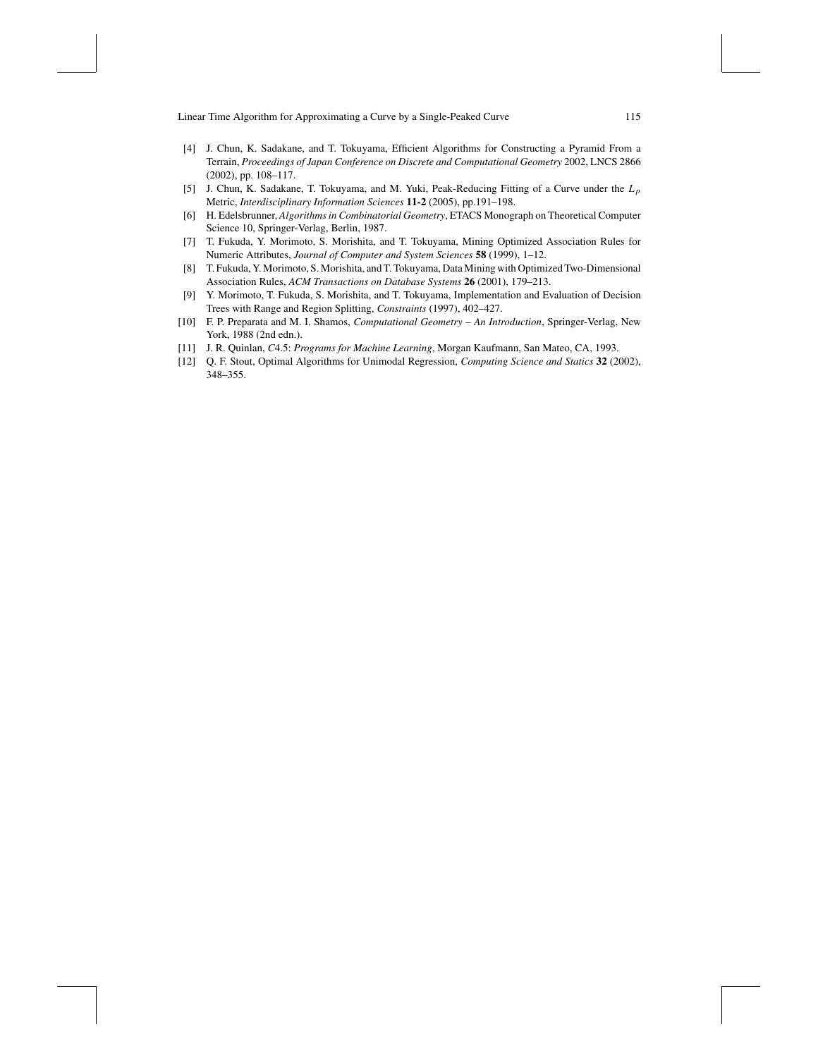- [4] J. Chun, K. Sadakane, and T. Tokuyama, Efficient Algorithms for Constructing a Pyramid From a Terrain, *Proceedings of Japan Conference on Discrete and Computational Geometry* 2002, LNCS 2866 (2002), pp. 108–117.
- [5] J. Chun, K. Sadakane, T. Tokuyama, and M. Yuki, Peak-Reducing Fitting of a Curve under the $L_p$ Metric, *Interdisciplinary Information Sciences* **11-2** (2005), pp.191–198.
- [6] H. Edelsbrunner, *Algorithms in Combinatorial Geometry*, ETACS Monograph on Theoretical Computer Science 10, Springer-Verlag, Berlin, 1987.
- [7] T. Fukuda, Y. Morimoto, S. Morishita, and T. Tokuyama, Mining Optimized Association Rules for Numeric Attributes, *Journal of Computer and System Sciences* **58** (1999), 1–12.
- [8] T. Fukuda, Y. Morimoto, S. Morishita, and T. Tokuyama, Data Mining with Optimized Two-Dimensional Association Rules, *ACM Transactions on Database Systems* **26** (2001), 179–213.
- [9] Y. Morimoto, T. Fukuda, S. Morishita, and T. Tokuyama, Implementation and Evaluation of Decision Trees with Range and Region Splitting, *Constraints* (1997), 402–427.
- [10] F. P. Preparata and M. I. Shamos, *Computational Geometry – An Introduction*, Springer-Verlag, New York, 1988 (2nd edn.).
- [11] J. R. Quinlan, *C*4.5: *Programs for Machine Learning*, Morgan Kaufmann, San Mateo, CA, 1993.
- [12] Q. F. Stout, Optimal Algorithms for Unimodal Regression, *Computing Science and Statics* **32** (2002), 348–355.